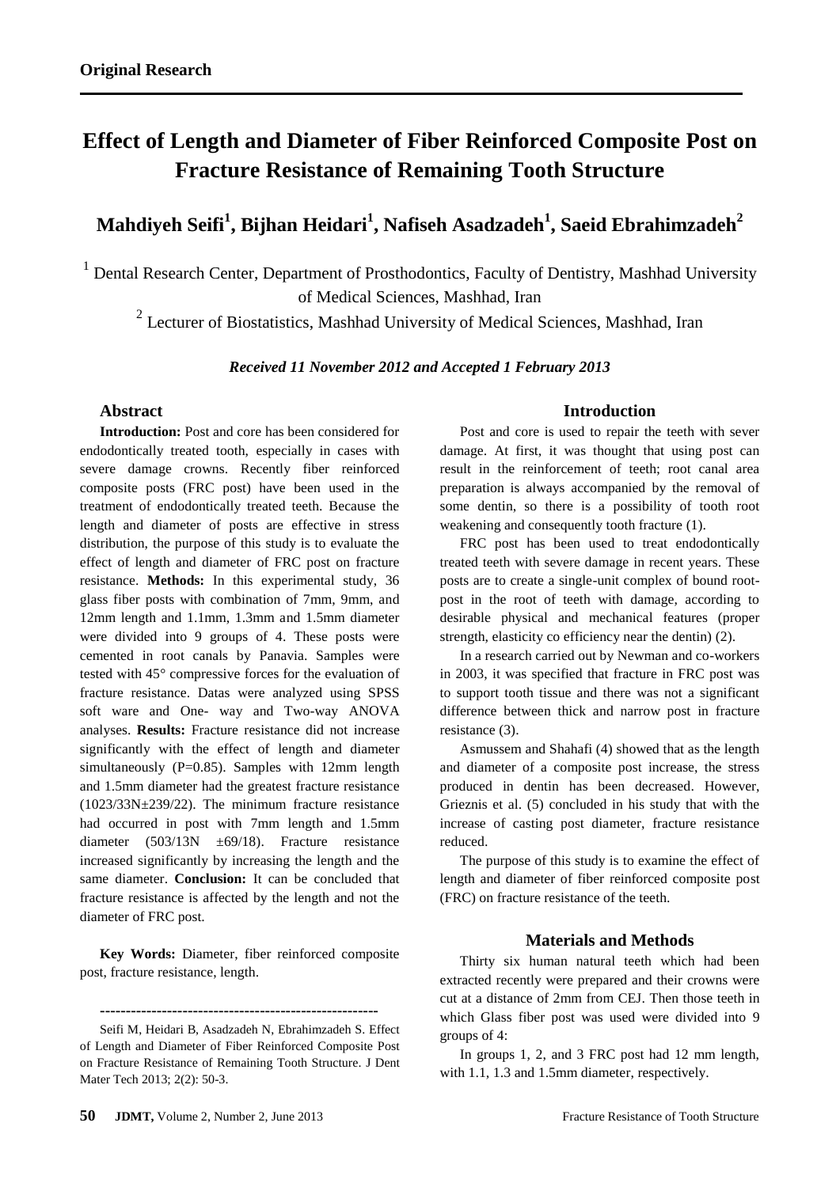**Original Research**

# Effect of Length and Diameter of Fiber Reinforced Composite Post on Fracture Resistance of Remaining Tooth Structure

## Mahdiyeh Seifi[1], Bijhan Heidari[1], Nafiseh Asadzadeh[1], Saeid Ebrahimzadeh[2]

[1] Dental Research Center, Department of Prosthodontics, Faculty of Dentistry, Mashhad University of Medical Sciences, Mashhad, Iran

[2] Lecturer of Biostatistics, Mashhad University of Medical Sciences, Mashhad, Iran

***Received 11 November 2012 and Accepted 1 February 2013***

### Abstract

**Introduction:** Post and core has been considered for endodontically treated tooth, especially in cases with severe damage crowns. Recently fiber reinforced composite posts (FRC post) have been used in the treatment of endodontically treated teeth. Because the length and diameter of posts are effective in stress distribution, the purpose of this study is to evaluate the effect of length and diameter of FRC post on fracture resistance. **Methods:** In this experimental study, 36 glass fiber posts with combination of 7mm, 9mm, and 12mm length and 1.1mm, 1.3mm and 1.5mm diameter were divided into 9 groups of 4. These posts were cemented in root canals by Panavia. Samples were tested with 45° compressive forces for the evaluation of fracture resistance. Datas were analyzed using SPSS soft ware and One- way and Two-way ANOVA analyses. **Results:** Fracture resistance did not increase significantly with the effect of length and diameter simultaneously (P=0.85). Samples with 12mm length and 1.5mm diameter had the greatest fracture resistance (1023/33N±239/22). The minimum fracture resistance had occurred in post with 7mm length and 1.5mm diameter (503/13N ±69/18). Fracture resistance increased significantly by increasing the length and the same diameter. **Conclusion:** It can be concluded that fracture resistance is affected by the length and not the diameter of FRC post.

**Key Words:** Diameter, fiber reinforced composite post, fracture resistance, length.

------------------------------------------------------

Seifi M, Heidari B, Asadzadeh N, Ebrahimzadeh S. Effect of Length and Diameter of Fiber Reinforced Composite Post on Fracture Resistance of Remaining Tooth Structure. J Dent Mater Tech 2013; 2(2): 50-3.

### Introduction

Post and core is used to repair the teeth with sever damage. At first, it was thought that using post can result in the reinforcement of teeth; root canal area preparation is always accompanied by the removal of some dentin, so there is a possibility of tooth root weakening and consequently tooth fracture (1).

FRC post has been used to treat endodontically treated teeth with severe damage in recent years. These posts are to create a single-unit complex of bound root-post in the root of teeth with damage, according to desirable physical and mechanical features (proper strength, elasticity co efficiency near the dentin) (2).

In a research carried out by Newman and co-workers in 2003, it was specified that fracture in FRC post was to support tooth tissue and there was not a significant difference between thick and narrow post in fracture resistance (3).

Asmussem and Shahafi (4) showed that as the length and diameter of a composite post increase, the stress produced in dentin has been decreased. However, Grieznis et al. (5) concluded in his study that with the increase of casting post diameter, fracture resistance reduced.

The purpose of this study is to examine the effect of length and diameter of fiber reinforced composite post (FRC) on fracture resistance of the teeth.

### Materials and Methods

Thirty six human natural teeth which had been extracted recently were prepared and their crowns were cut at a distance of 2mm from CEJ. Then those teeth in which Glass fiber post was used were divided into 9 groups of 4:

In groups 1, 2, and 3 FRC post had 12 mm length, with 1.1, 1.3 and 1.5mm diameter, respectively.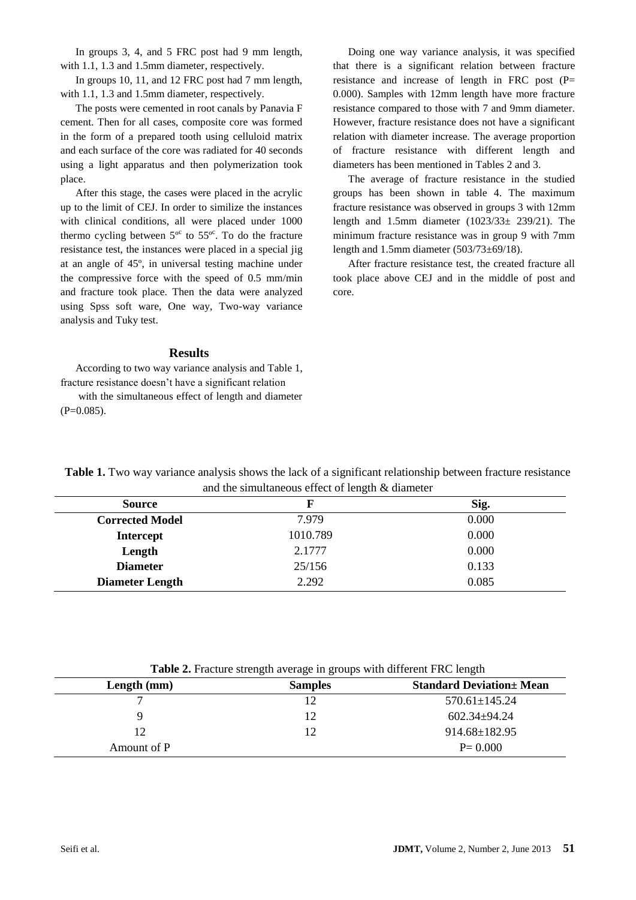In groups 3, 4, and 5 FRC post had 9 mm length, with 1.1, 1.3 and 1.5mm diameter, respectively.

In groups 10, 11, and 12 FRC post had 7 mm length, with 1.1, 1.3 and 1.5mm diameter, respectively.

The posts were cemented in root canals by Panavia F cement. Then for all cases, composite core was formed in the form of a prepared tooth using celluloid matrix and each surface of the core was radiated for 40 seconds using a light apparatus and then polymerization took place.

After this stage, the cases were placed in the acrylic up to the limit of CEJ. In order to similize the instances with clinical conditions, all were placed under 1000 thermo cycling between $5^{oc}$ to $55^{oc}$. To do the fracture resistance test, the instances were placed in a special jig at an angle of 45º, in universal testing machine under the compressive force with the speed of 0.5 mm/min and fracture took place. Then the data were analyzed using Spss soft ware, One way, Two-way variance analysis and Tuky test.

## Results

According to two way variance analysis and Table 1, fracture resistance doesn't have a significant relation with the simultaneous effect of length and diameter (P=0.085).

Doing one way variance analysis, it was specified that there is a significant relation between fracture resistance and increase of length in FRC post (P= 0.000). Samples with 12mm length have more fracture resistance compared to those with 7 and 9mm diameter. However, fracture resistance does not have a significant relation with diameter increase. The average proportion of fracture resistance with different length and diameters has been mentioned in Tables 2 and 3.

The average of fracture resistance in the studied groups has been shown in table 4. The maximum fracture resistance was observed in groups 3 with 12mm length and 1.5mm diameter (1023/33± 239/21). The minimum fracture resistance was in group 9 with 7mm length and 1.5mm diameter (503/73±69/18).

After fracture resistance test, the created fracture all took place above CEJ and in the middle of post and core.

**Table 1.** Two way variance analysis shows the lack of a significant relationship between fracture resistance and the simultaneous effect of length & diameter

| Source | F | Sig. |
| --- | --- | --- |
| **Corrected Model** | 7.979 | 0.000 |
| **Intercept** | 1010.789 | 0.000 |
| **Length** | 2.1777 | 0.000 |
| **Diameter** | 25/156 | 0.133 |
| **Diameter Length** | 2.292 | 0.085 |

**Table 2.** Fracture strength average in groups with different FRC length

| Length (mm) | Samples | Standard Deviation± Mean |
| --- | --- | --- |
| 7 | 12 | 570.61±145.24 |
| 9 | 12 | 602.34±94.24 |
| 12 | 12 | 914.68±182.95 |
| Amount of P | | P= 0.000 |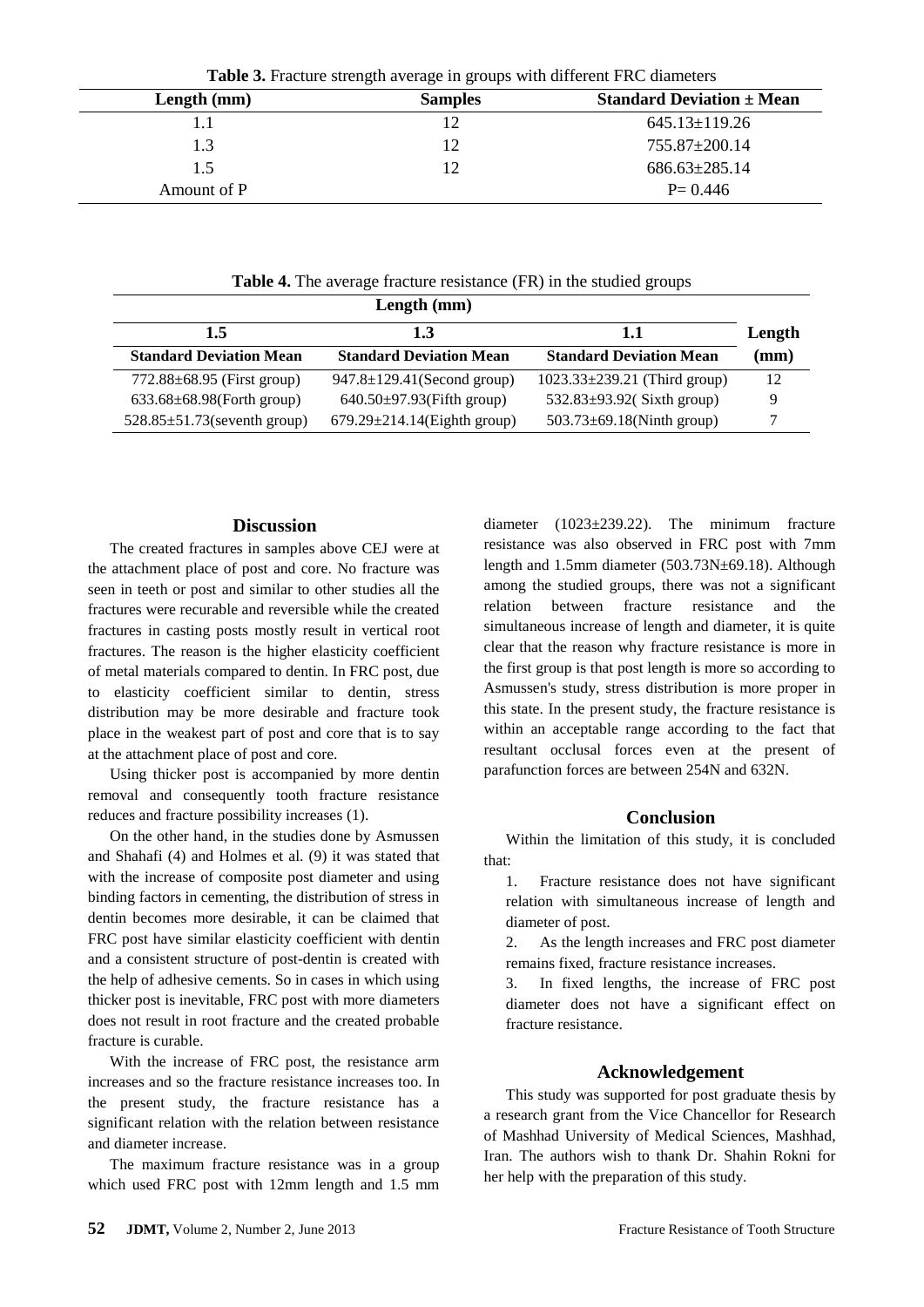**Table 3.** Fracture strength average in groups with different FRC diameters

| Length (mm) | Samples | Standard Deviation ± Mean |
|---|---|---|
| 1.1 | 12 | 645.13±119.26 |
| 1.3 | 12 | 755.87±200.14 |
| 1.5 | 12 | 686.63±285.14 |
| Amount of P | | P= 0.446 |

**Table 4.** The average fracture resistance (FR) in the studied groups

| Length (mm) | | | |
|---|---|---|---|
| **1.5** | **1.3** | **1.1** | **Length** |
| **Standard Deviation Mean** | **Standard Deviation Mean** | **Standard Deviation Mean** | **(mm)** |
| 772.88±68.95 (First group) | 947.8±129.41(Second group) | 1023.33±239.21 (Third group) | 12 |
| 633.68±68.98(Forth group) | 640.50±97.93(Fifth group) | 532.83±93.92( Sixth group) | 9 |
| 528.85±51.73(seventh group) | 679.29±214.14(Eighth group) | 503.73±69.18(Ninth group) | 7 |

## Discussion

The created fractures in samples above CEJ were at the attachment place of post and core. No fracture was seen in teeth or post and similar to other studies all the fractures were recurable and reversible while the created fractures in casting posts mostly result in vertical root fractures. The reason is the higher elasticity coefficient of metal materials compared to dentin. In FRC post, due to elasticity coefficient similar to dentin, stress distribution may be more desirable and fracture took place in the weakest part of post and core that is to say at the attachment place of post and core.

Using thicker post is accompanied by more dentin removal and consequently tooth fracture resistance reduces and fracture possibility increases (1).

On the other hand, in the studies done by Asmussen and Shahafi (4) and Holmes et al. (9) it was stated that with the increase of composite post diameter and using binding factors in cementing, the distribution of stress in dentin becomes more desirable, it can be claimed that FRC post have similar elasticity coefficient with dentin and a consistent structure of post-dentin is created with the help of adhesive cements. So in cases in which using thicker post is inevitable, FRC post with more diameters does not result in root fracture and the created probable fracture is curable.

With the increase of FRC post, the resistance arm increases and so the fracture resistance increases too. In the present study, the fracture resistance has a significant relation with the relation between resistance and diameter increase.

The maximum fracture resistance was in a group which used FRC post with 12mm length and 1.5 mm diameter (1023±239.22). The minimum fracture resistance was also observed in FRC post with 7mm length and 1.5mm diameter (503.73N±69.18). Although among the studied groups, there was not a significant relation between fracture resistance and the simultaneous increase of length and diameter, it is quite clear that the reason why fracture resistance is more in the first group is that post length is more so according to Asmussen's study, stress distribution is more proper in this state. In the present study, the fracture resistance is within an acceptable range according to the fact that resultant occlusal forces even at the present of parafunction forces are between 254N and 632N.

## Conclusion

Within the limitation of this study, it is concluded that:

1. Fracture resistance does not have significant relation with simultaneous increase of length and diameter of post.
2. As the length increases and FRC post diameter remains fixed, fracture resistance increases.
3. In fixed lengths, the increase of FRC post diameter does not have a significant effect on fracture resistance.

## Acknowledgement

This study was supported for post graduate thesis by a research grant from the Vice Chancellor for Research of Mashhad University of Medical Sciences, Mashhad, Iran. The authors wish to thank Dr. Shahin Rokni for her help with the preparation of this study.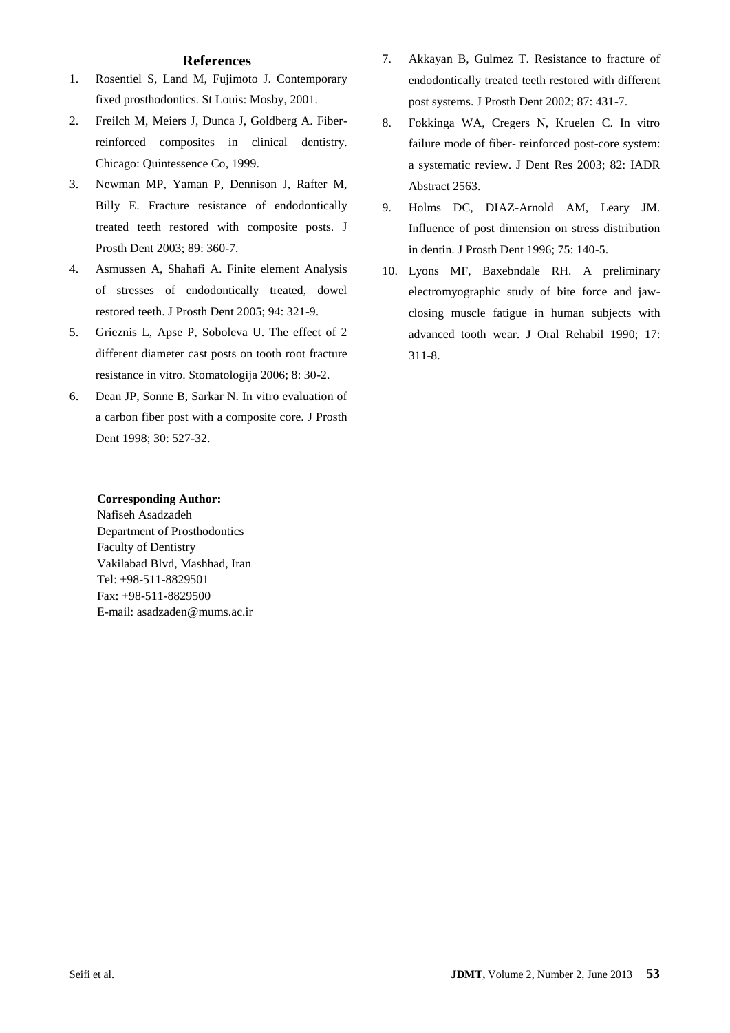## References

1. Rosentiel S, Land M, Fujimoto J. Contemporary fixed prosthodontics. St Louis: Mosby, 2001.
2. Freilch M, Meiers J, Dunca J, Goldberg A. Fiber-reinforced composites in clinical dentistry. Chicago: Quintessence Co, 1999.
3. Newman MP, Yaman P, Dennison J, Rafter M, Billy E. Fracture resistance of endodontically treated teeth restored with composite posts. J Prosth Dent 2003; 89: 360-7.
4. Asmussen A, Shahafi A. Finite element Analysis of stresses of endodontically treated, dowel restored teeth. J Prosth Dent 2005; 94: 321-9.
5. Grieznis L, Apse P, Soboleva U. The effect of 2 different diameter cast posts on tooth root fracture resistance in vitro. Stomatologija 2006; 8: 30-2.
6. Dean JP, Sonne B, Sarkar N. In vitro evaluation of a carbon fiber post with a composite core. J Prosth Dent 1998; 30: 527-32.
7. Akkayan B, Gulmez T. Resistance to fracture of endodontically treated teeth restored with different post systems. J Prosth Dent 2002; 87: 431-7.
8. Fokkinga WA, Cregers N, Kruelen C. In vitro failure mode of fiber- reinforced post-core system: a systematic review. J Dent Res 2003; 82: IADR Abstract 2563.
9. Holms DC, DIAZ-Arnold AM, Leary JM. Influence of post dimension on stress distribution in dentin. J Prosth Dent 1996; 75: 140-5.
10. Lyons MF, Baxebndale RH. A preliminary electromyographic study of bite force and jaw-closing muscle fatigue in human subjects with advanced tooth wear. J Oral Rehabil 1990; 17: 311-8.

**Corresponding Author:**
Nafiseh Asadzadeh
Department of Prosthodontics
Faculty of Dentistry
Vakilabad Blvd, Mashhad, Iran
Tel: +98-511-8829501
Fax: +98-511-8829500
E-mail: asadzaden@mums.ac.ir